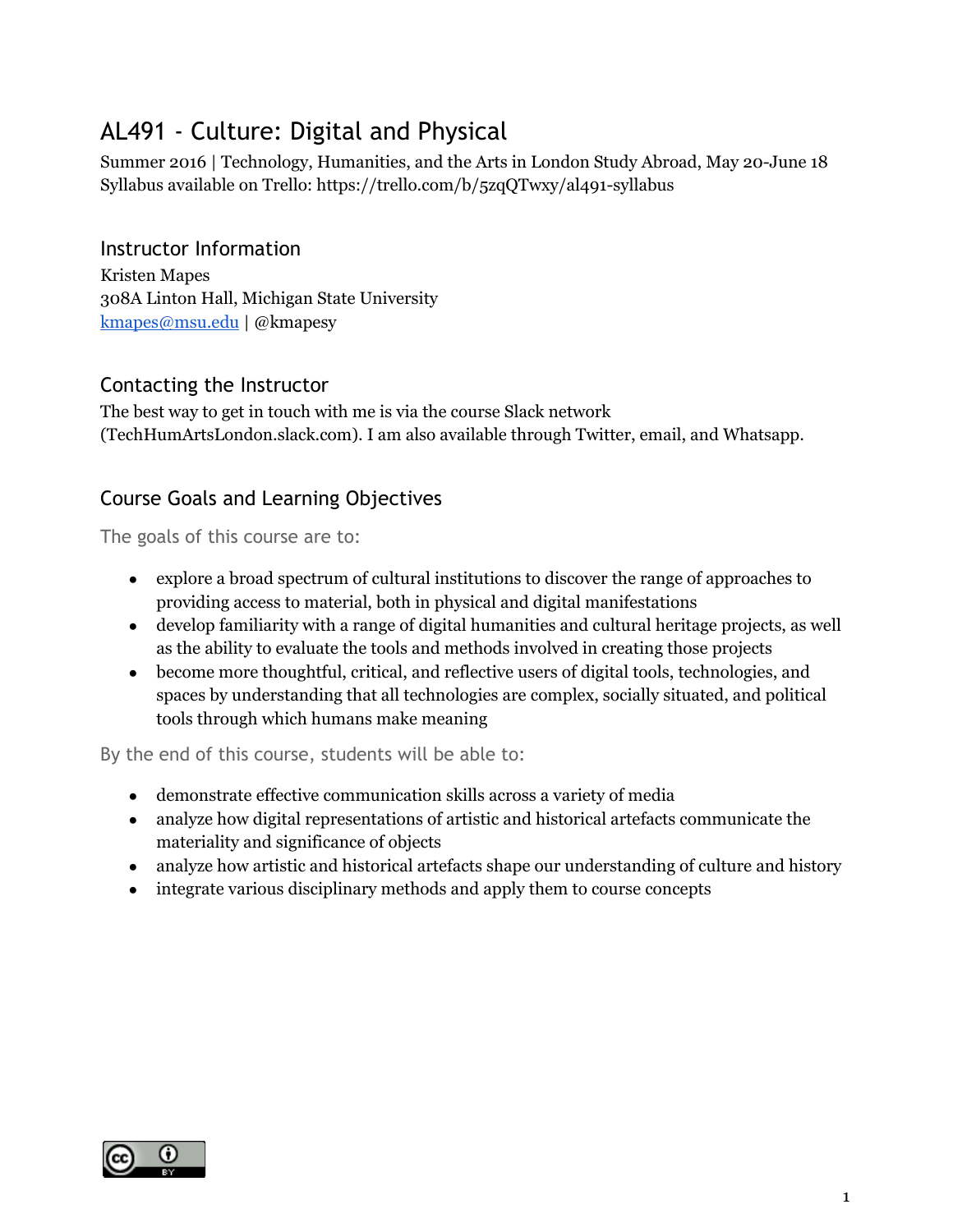# AL491 - Culture: Digital and Physical

Summer 2016 | Technology, Humanities, and the Arts in London Study Abroad, May 20-June 18
Syllabus available on Trello: https://trello.com/b/5zqQTwxy/al491-syllabus

## Instructor Information

Kristen Mapes
308A Linton Hall, Michigan State University
kmapes@msu.edu | @kmapesy

## Contacting the Instructor

The best way to get in touch with me is via the course Slack network (TechHumArtsLondon.slack.com). I am also available through Twitter, email, and Whatsapp.

## Course Goals and Learning Objectives

The goals of this course are to:

- explore a broad spectrum of cultural institutions to discover the range of approaches to providing access to material, both in physical and digital manifestations
- develop familiarity with a range of digital humanities and cultural heritage projects, as well as the ability to evaluate the tools and methods involved in creating those projects
- become more thoughtful, critical, and reflective users of digital tools, technologies, and spaces by understanding that all technologies are complex, socially situated, and political tools through which humans make meaning

By the end of this course, students will be able to:

- demonstrate effective communication skills across a variety of media
- analyze how digital representations of artistic and historical artefacts communicate the materiality and significance of objects
- analyze how artistic and historical artefacts shape our understanding of culture and history
- integrate various disciplinary methods and apply them to course concepts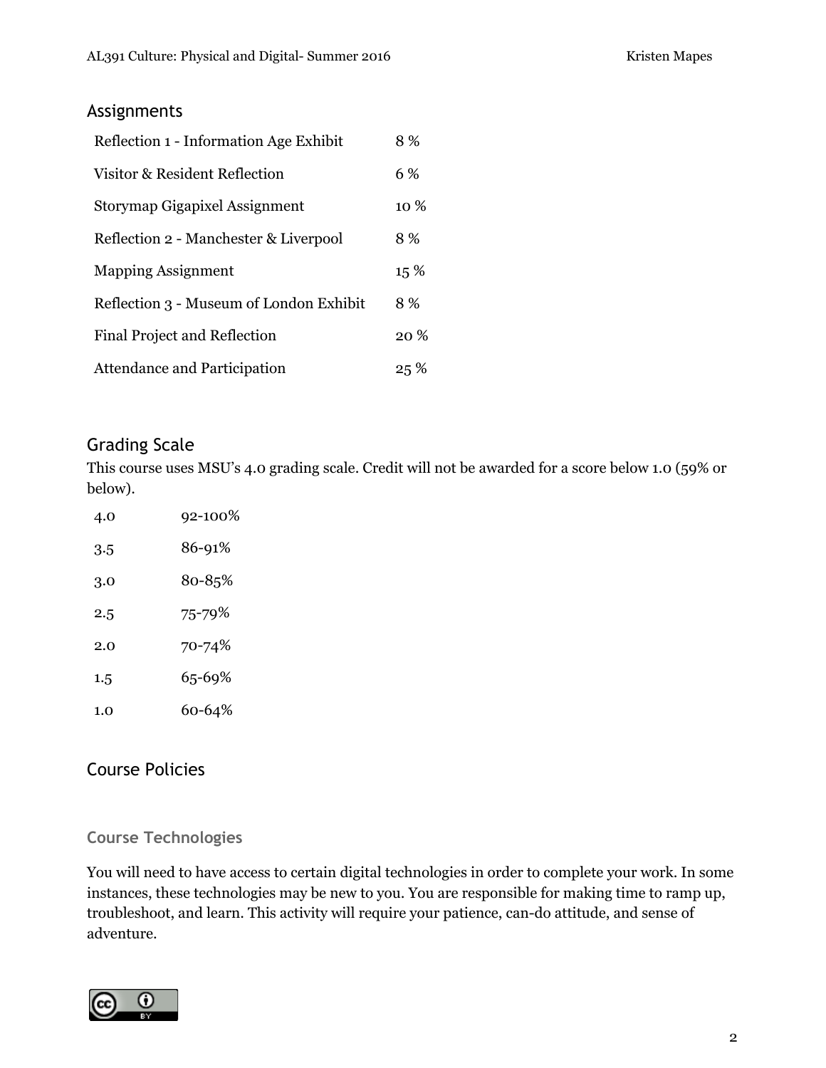## Assignments

| Assignment | Weight |
| --- | --- |
| Reflection 1 - Information Age Exhibit | 8 % |
| Visitor & Resident Reflection | 6 % |
| Storymap Gigapixel Assignment | 10 % |
| Reflection 2 - Manchester & Liverpool | 8 % |
| Mapping Assignment | 15 % |
| Reflection 3 - Museum of London Exhibit | 8 % |
| Final Project and Reflection | 20 % |
| Attendance and Participation | 25 % |

## Grading Scale

This course uses MSU's 4.0 grading scale. Credit will not be awarded for a score below 1.0 (59% or below).

| Grade | Range |
| --- | --- |
| 4.0 | 92-100% |
| 3.5 | 86-91% |
| 3.0 | 80-85% |
| 2.5 | 75-79% |
| 2.0 | 70-74% |
| 1.5 | 65-69% |
| 1.0 | 60-64% |

## Course Policies

### Course Technologies

You will need to have access to certain digital technologies in order to complete your work. In some instances, these technologies may be new to you. You are responsible for making time to ramp up, troubleshoot, and learn. This activity will require your patience, can-do attitude, and sense of adventure.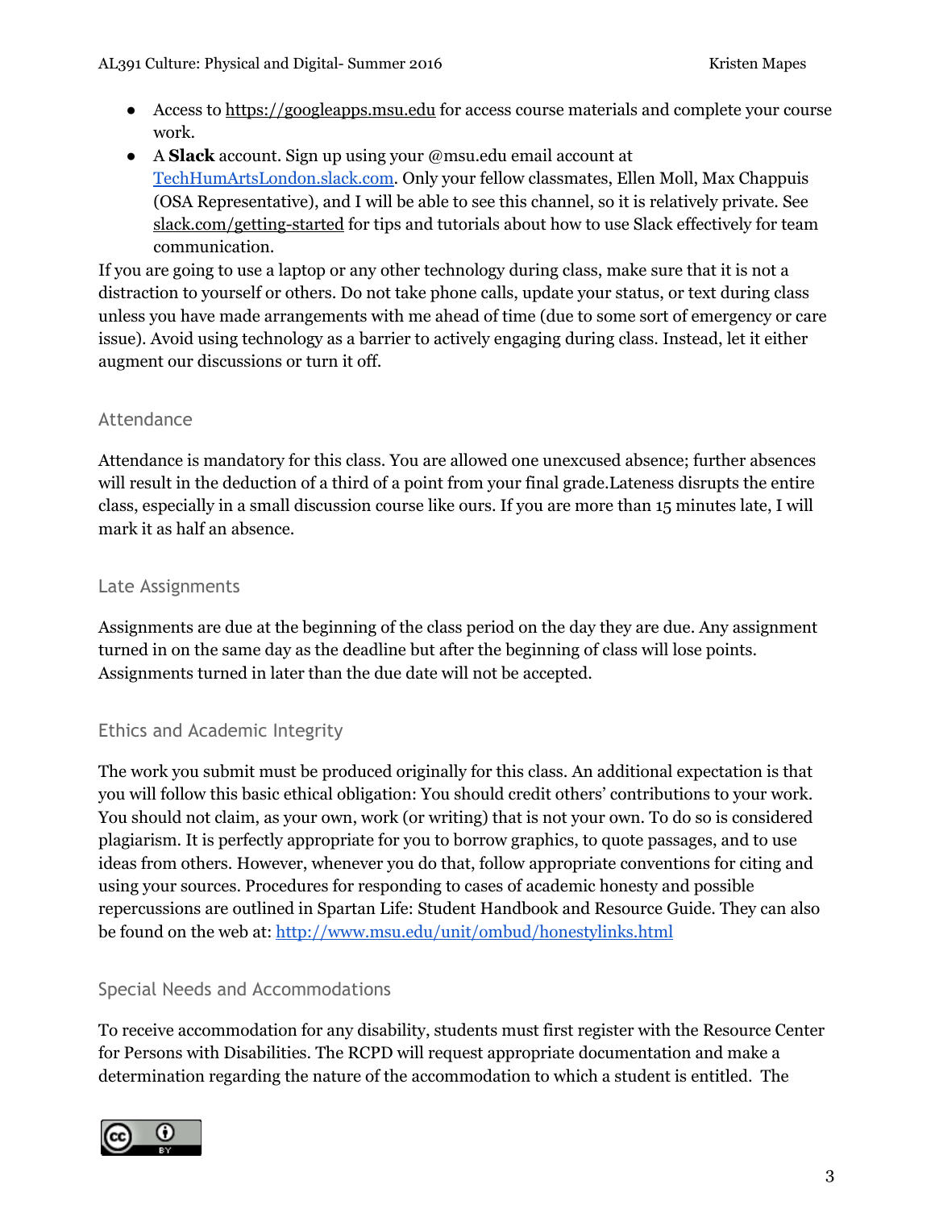- Access to https://googleapps.msu.edu for access course materials and complete your course work.
- A **Slack** account. Sign up using your @msu.edu email account at TechHumArtsLondon.slack.com. Only your fellow classmates, Ellen Moll, Max Chappuis (OSA Representative), and I will be able to see this channel, so it is relatively private. See slack.com/getting-started for tips and tutorials about how to use Slack effectively for team communication.

If you are going to use a laptop or any other technology during class, make sure that it is not a distraction to yourself or others. Do not take phone calls, update your status, or text during class unless you have made arrangements with me ahead of time (due to some sort of emergency or care issue). Avoid using technology as a barrier to actively engaging during class. Instead, let it either augment our discussions or turn it off.

### Attendance

Attendance is mandatory for this class. You are allowed one unexcused absence; further absences will result in the deduction of a third of a point from your final grade.Lateness disrupts the entire class, especially in a small discussion course like ours. If you are more than 15 minutes late, I will mark it as half an absence.

### Late Assignments

Assignments are due at the beginning of the class period on the day they are due. Any assignment turned in on the same day as the deadline but after the beginning of class will lose points. Assignments turned in later than the due date will not be accepted.

### Ethics and Academic Integrity

The work you submit must be produced originally for this class. An additional expectation is that you will follow this basic ethical obligation: You should credit others' contributions to your work. You should not claim, as your own, work (or writing) that is not your own. To do so is considered plagiarism. It is perfectly appropriate for you to borrow graphics, to quote passages, and to use ideas from others. However, whenever you do that, follow appropriate conventions for citing and using your sources. Procedures for responding to cases of academic honesty and possible repercussions are outlined in Spartan Life: Student Handbook and Resource Guide. They can also be found on the web at: http://www.msu.edu/unit/ombud/honestylinks.html

### Special Needs and Accommodations

To receive accommodation for any disability, students must first register with the Resource Center for Persons with Disabilities. The RCPD will request appropriate documentation and make a determination regarding the nature of the accommodation to which a student is entitled. The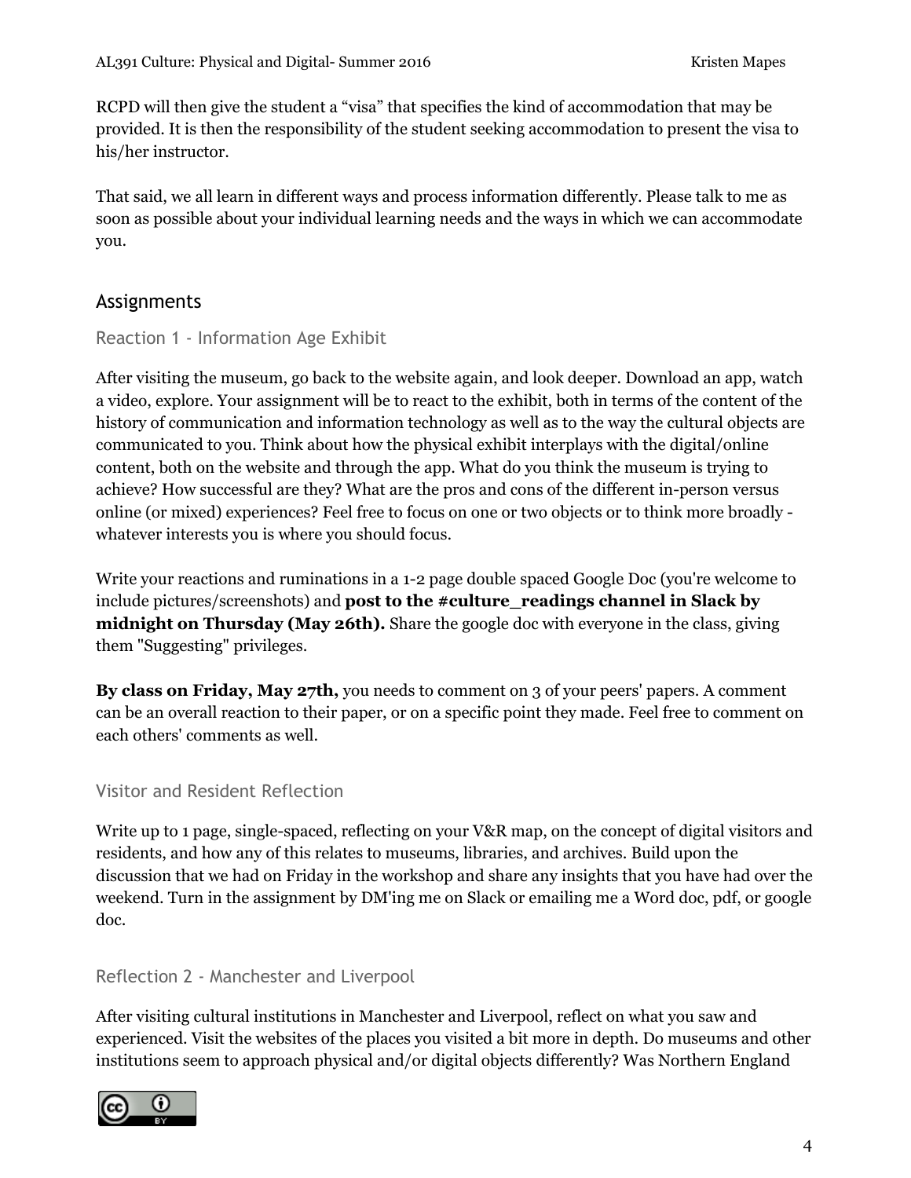RCPD will then give the student a “visa” that specifies the kind of accommodation that may be provided. It is then the responsibility of the student seeking accommodation to present the visa to his/her instructor.

That said, we all learn in different ways and process information differently. Please talk to me as soon as possible about your individual learning needs and the ways in which we can accommodate you.

## Assignments

### Reaction 1 - Information Age Exhibit

After visiting the museum, go back to the website again, and look deeper. Download an app, watch a video, explore. Your assignment will be to react to the exhibit, both in terms of the content of the history of communication and information technology as well as to the way the cultural objects are communicated to you. Think about how the physical exhibit interplays with the digital/online content, both on the website and through the app. What do you think the museum is trying to achieve? How successful are they? What are the pros and cons of the different in-person versus online (or mixed) experiences? Feel free to focus on one or two objects or to think more broadly - whatever interests you is where you should focus.

Write your reactions and ruminations in a 1-2 page double spaced Google Doc (you're welcome to include pictures/screenshots) and **post to the #culture_readings channel in Slack by midnight on Thursday (May 26th).** Share the google doc with everyone in the class, giving them "Suggesting" privileges.

**By class on Friday, May 27th,** you needs to comment on 3 of your peers' papers. A comment can be an overall reaction to their paper, or on a specific point they made. Feel free to comment on each others' comments as well.

### Visitor and Resident Reflection

Write up to 1 page, single-spaced, reflecting on your V&R map, on the concept of digital visitors and residents, and how any of this relates to museums, libraries, and archives. Build upon the discussion that we had on Friday in the workshop and share any insights that you have had over the weekend. Turn in the assignment by DM'ing me on Slack or emailing me a Word doc, pdf, or google doc.

### Reflection 2 - Manchester and Liverpool

After visiting cultural institutions in Manchester and Liverpool, reflect on what you saw and experienced. Visit the websites of the places you visited a bit more in depth. Do museums and other institutions seem to approach physical and/or digital objects differently? Was Northern England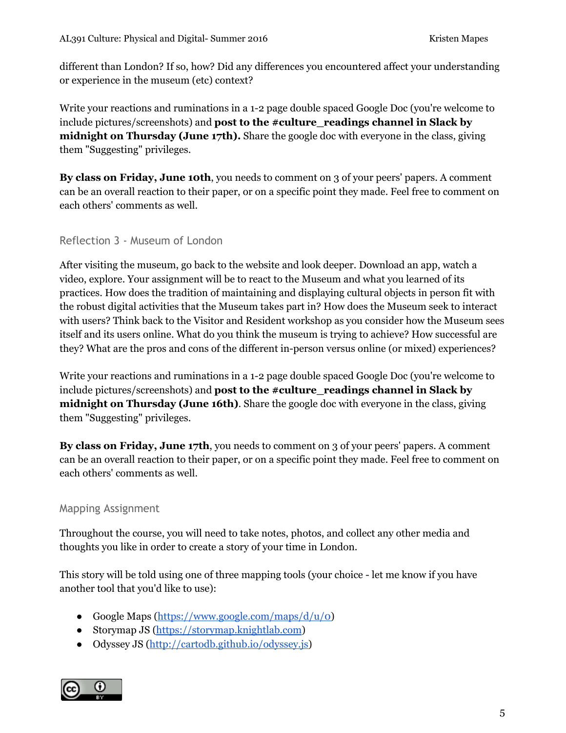different than London? If so, how? Did any differences you encountered affect your understanding or experience in the museum (etc) context?

Write your reactions and ruminations in a 1-2 page double spaced Google Doc (you're welcome to include pictures/screenshots) and **post to the #culture_readings channel in Slack by midnight on Thursday (June 17th).** Share the google doc with everyone in the class, giving them "Suggesting" privileges.

**By class on Friday, June 10th**, you needs to comment on 3 of your peers' papers. A comment can be an overall reaction to their paper, or on a specific point they made. Feel free to comment on each others' comments as well.

### Reflection 3 - Museum of London

After visiting the museum, go back to the website and look deeper. Download an app, watch a video, explore. Your assignment will be to react to the Museum and what you learned of its practices. How does the tradition of maintaining and displaying cultural objects in person fit with the robust digital activities that the Museum takes part in? How does the Museum seek to interact with users? Think back to the Visitor and Resident workshop as you consider how the Museum sees itself and its users online. What do you think the museum is trying to achieve? How successful are they? What are the pros and cons of the different in-person versus online (or mixed) experiences?

Write your reactions and ruminations in a 1-2 page double spaced Google Doc (you're welcome to include pictures/screenshots) and **post to the #culture_readings channel in Slack by midnight on Thursday (June 16th)**. Share the google doc with everyone in the class, giving them "Suggesting" privileges.

**By class on Friday, June 17th**, you needs to comment on 3 of your peers' papers. A comment can be an overall reaction to their paper, or on a specific point they made. Feel free to comment on each others' comments as well.

### Mapping Assignment

Throughout the course, you will need to take notes, photos, and collect any other media and thoughts you like in order to create a story of your time in London.

This story will be told using one of three mapping tools (your choice - let me know if you have another tool that you'd like to use):

- Google Maps (https://www.google.com/maps/d/u/0)
- Storymap JS (https://storymap.knightlab.com)
- Odyssey JS (http://cartodb.github.io/odyssey.js)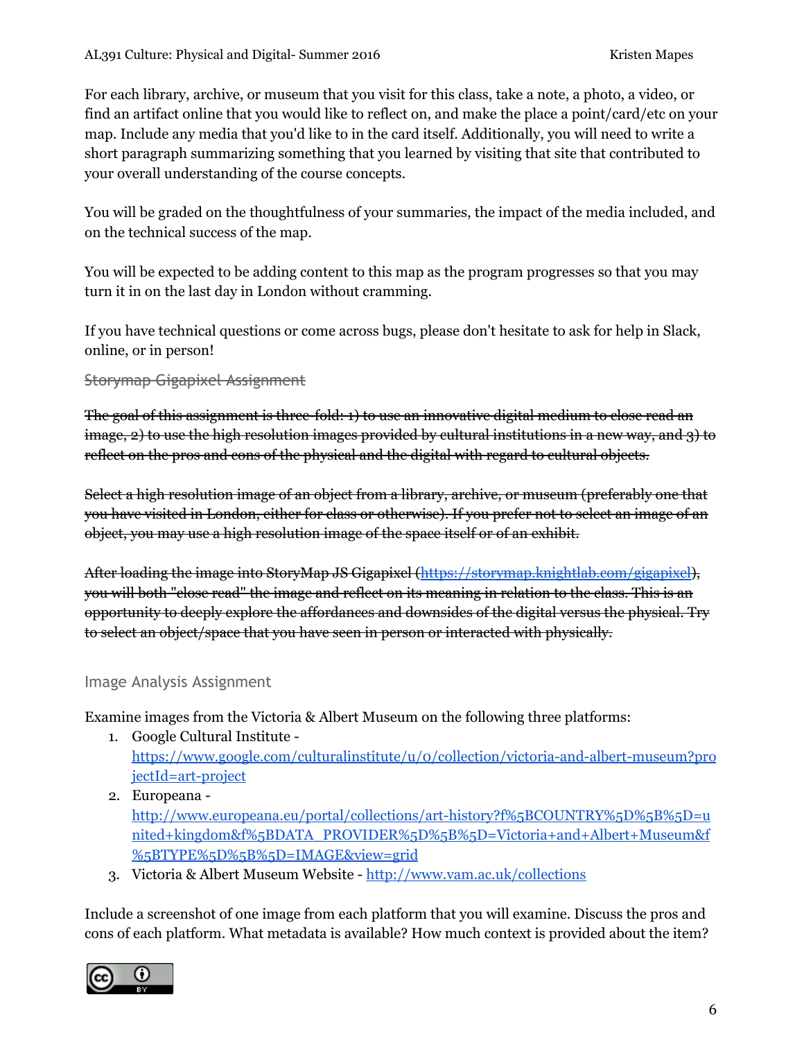For each library, archive, or museum that you visit for this class, take a note, a photo, a video, or find an artifact online that you would like to reflect on, and make the place a point/card/etc on your map. Include any media that you'd like to in the card itself. Additionally, you will need to write a short paragraph summarizing something that you learned by visiting that site that contributed to your overall understanding of the course concepts.

You will be graded on the thoughtfulness of your summaries, the impact of the media included, and on the technical success of the map.

You will be expected to be adding content to this map as the program progresses so that you may turn it in on the last day in London without cramming.

If you have technical questions or come across bugs, please don't hesitate to ask for help in Slack, online, or in person!

### ~~Storymap Gigapixel Assignment~~

~~The goal of this assignment is three-fold: 1) to use an innovative digital medium to close read an image, 2) to use the high resolution images provided by cultural institutions in a new way, and 3) to reflect on the pros and cons of the physical and the digital with regard to cultural objects.~~

~~Select a high resolution image of an object from a library, archive, or museum (preferably one that you have visited in London, either for class or otherwise). If you prefer not to select an image of an object, you may use a high resolution image of the space itself or of an exhibit.~~

~~After loading the image into StoryMap JS Gigapixel (https://storymap.knightlab.com/gigapixel), you will both "close read" the image and reflect on its meaning in relation to the class. This is an opportunity to deeply explore the affordances and downsides of the digital versus the physical. Try to select an object/space that you have seen in person or interacted with physically.~~

### Image Analysis Assignment

Examine images from the Victoria & Albert Museum on the following three platforms:

1. Google Cultural Institute - https://www.google.com/culturalinstitute/u/0/collection/victoria-and-albert-museum?projectId=art-project
2. Europeana - http://www.europeana.eu/portal/collections/art-history?f%5BCOUNTRY%5D%5B%5D=united+kingdom&f%5BDATA_PROVIDER%5D%5B%5D=Victoria+and+Albert+Museum&f%5BTYPE%5D%5B%5D=IMAGE&view=grid
3. Victoria & Albert Museum Website - http://www.vam.ac.uk/collections

Include a screenshot of one image from each platform that you will examine. Discuss the pros and cons of each platform. What metadata is available? How much context is provided about the item?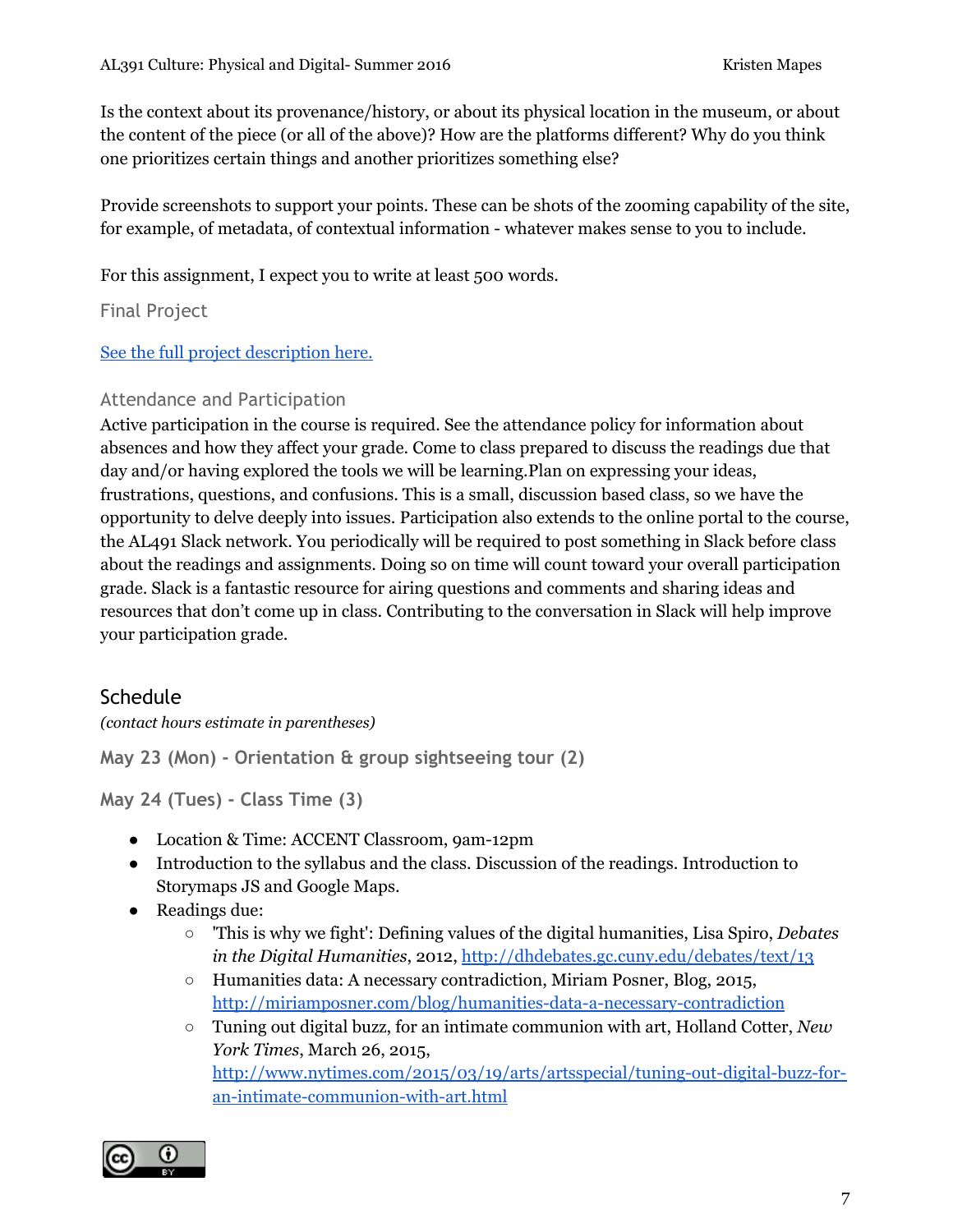Is the context about its provenance/history, or about its physical location in the museum, or about the content of the piece (or all of the above)? How are the platforms different? Why do you think one prioritizes certain things and another prioritizes something else?

Provide screenshots to support your points. These can be shots of the zooming capability of the site, for example, of metadata, of contextual information - whatever makes sense to you to include.

For this assignment, I expect you to write at least 500 words.

### Final Project

[See the full project description here.]()

### Attendance and Participation

Active participation in the course is required. See the attendance policy for information about absences and how they affect your grade. Come to class prepared to discuss the readings due that day and/or having explored the tools we will be learning.Plan on expressing your ideas, frustrations, questions, and confusions. This is a small, discussion based class, so we have the opportunity to delve deeply into issues. Participation also extends to the online portal to the course, the AL491 Slack network. You periodically will be required to post something in Slack before class about the readings and assignments. Doing so on time will count toward your overall participation grade. Slack is a fantastic resource for airing questions and comments and sharing ideas and resources that don't come up in class. Contributing to the conversation in Slack will help improve your participation grade.

## Schedule

*(contact hours estimate in parentheses)*

### May 23 (Mon) - Orientation & group sightseeing tour (2)

### May 24 (Tues) - Class Time (3)

- Location & Time: ACCENT Classroom, 9am-12pm
- Introduction to the syllabus and the class. Discussion of the readings. Introduction to Storymaps JS and Google Maps.
- Readings due:
  - 'This is why we fight': Defining values of the digital humanities, Lisa Spiro, *Debates in the Digital Humanities*, 2012, http://dhdebates.gc.cuny.edu/debates/text/13
  - Humanities data: A necessary contradiction, Miriam Posner, Blog, 2015, http://miriamposner.com/blog/humanities-data-a-necessary-contradiction
  - Tuning out digital buzz, for an intimate communion with art, Holland Cotter, *New York Times*, March 26, 2015, http://www.nytimes.com/2015/03/19/arts/artsspecial/tuning-out-digital-buzz-for-an-intimate-communion-with-art.html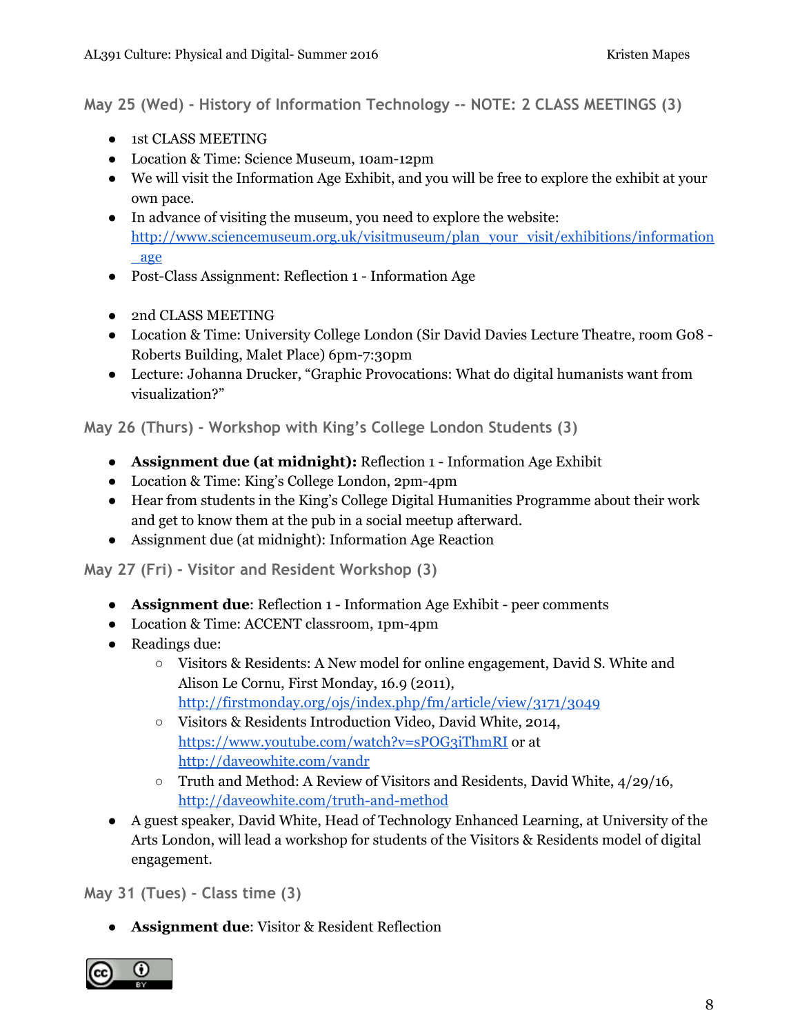## May 25 (Wed) - History of Information Technology -- NOTE: 2 CLASS MEETINGS (3)

- 1st CLASS MEETING
- Location & Time: Science Museum, 10am-12pm
- We will visit the Information Age Exhibit, and you will be free to explore the exhibit at your own pace.
- In advance of visiting the museum, you need to explore the website: http://www.sciencemuseum.org.uk/visitmuseum/plan_your_visit/exhibitions/information_age
- Post-Class Assignment: Reflection 1 - Information Age

- 2nd CLASS MEETING
- Location & Time: University College London (Sir David Davies Lecture Theatre, room G08 - Roberts Building, Malet Place) 6pm-7:30pm
- Lecture: Johanna Drucker, "Graphic Provocations: What do digital humanists want from visualization?"

## May 26 (Thurs) - Workshop with King's College London Students (3)

- **Assignment due (at midnight):** Reflection 1 - Information Age Exhibit
- Location & Time: King's College London, 2pm-4pm
- Hear from students in the King's College Digital Humanities Programme about their work and get to know them at the pub in a social meetup afterward.
- Assignment due (at midnight): Information Age Reaction

## May 27 (Fri) - Visitor and Resident Workshop (3)

- **Assignment due**: Reflection 1 - Information Age Exhibit - peer comments
- Location & Time: ACCENT classroom, 1pm-4pm
- Readings due:
  - Visitors & Residents: A New model for online engagement, David S. White and Alison Le Cornu, First Monday, 16.9 (2011), http://firstmonday.org/ojs/index.php/fm/article/view/3171/3049
  - Visitors & Residents Introduction Video, David White, 2014, https://www.youtube.com/watch?v=sPOG3iThmRI or at http://daveowhite.com/vandr
  - Truth and Method: A Review of Visitors and Residents, David White, 4/29/16, http://daveowhite.com/truth-and-method
- A guest speaker, David White, Head of Technology Enhanced Learning, at University of the Arts London, will lead a workshop for students of the Visitors & Residents model of digital engagement.

## May 31 (Tues) - Class time (3)

- **Assignment due**: Visitor & Resident Reflection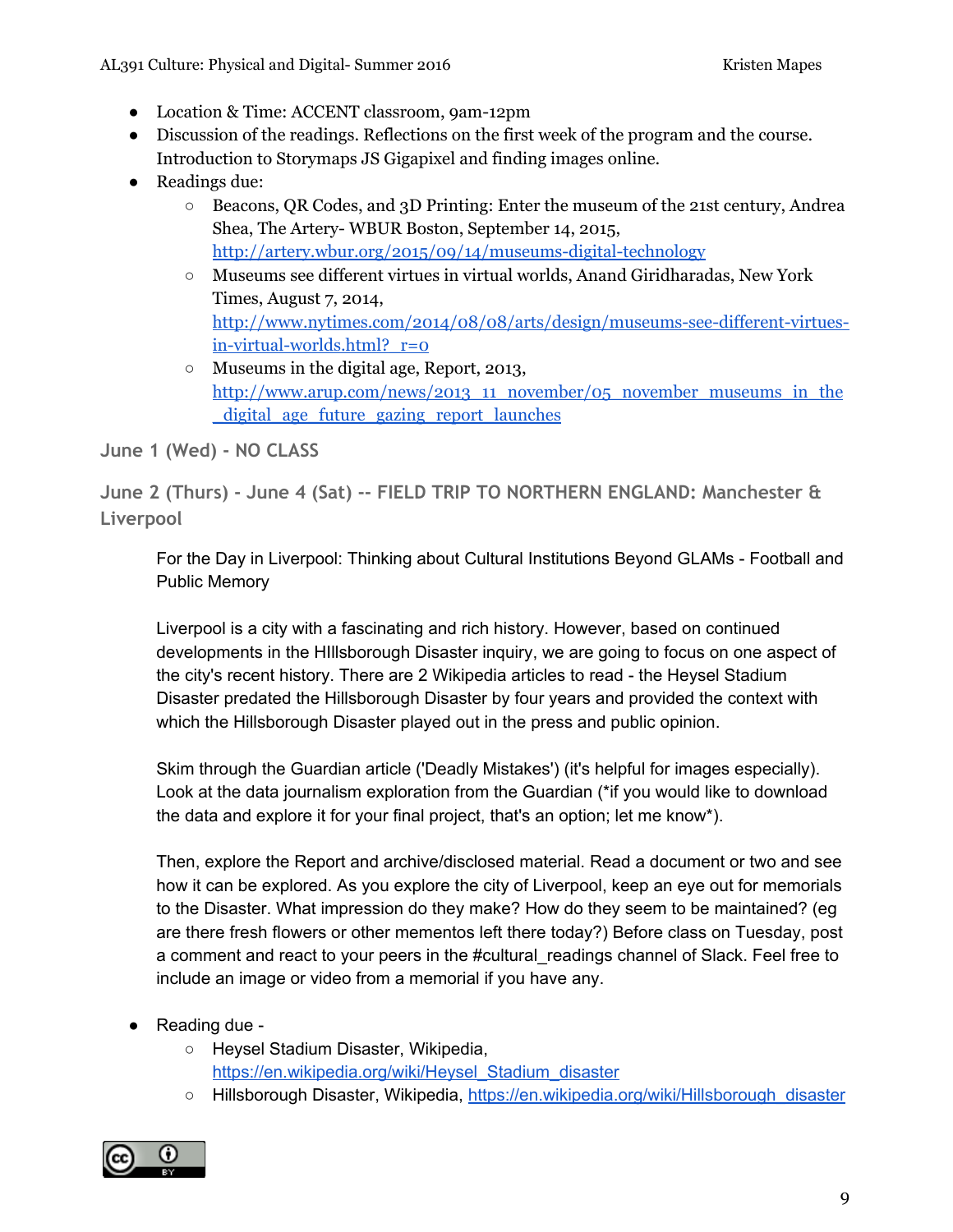- Location & Time: ACCENT classroom, 9am-12pm
- Discussion of the readings. Reflections on the first week of the program and the course. Introduction to Storymaps JS Gigapixel and finding images online.
- Readings due:
    - Beacons, QR Codes, and 3D Printing: Enter the museum of the 21st century, Andrea Shea, The Artery- WBUR Boston, September 14, 2015, http://artery.wbur.org/2015/09/14/museums-digital-technology
    - Museums see different virtues in virtual worlds, Anand Giridharadas, New York Times, August 7, 2014, http://www.nytimes.com/2014/08/08/arts/design/museums-see-different-virtues-in-virtual-worlds.html?_r=0
    - Museums in the digital age, Report, 2013, http://www.arup.com/news/2013_11_november/05_november_museums_in_the_digital_age_future_gazing_report_launches

### June 1 (Wed) - NO CLASS

### June 2 (Thurs) - June 4 (Sat) -- FIELD TRIP TO NORTHERN ENGLAND: Manchester & Liverpool

For the Day in Liverpool: Thinking about Cultural Institutions Beyond GLAMs - Football and Public Memory

Liverpool is a city with a fascinating and rich history. However, based on continued developments in the HIllsborough Disaster inquiry, we are going to focus on one aspect of the city's recent history. There are 2 Wikipedia articles to read - the Heysel Stadium Disaster predated the Hillsborough Disaster by four years and provided the context with which the Hillsborough Disaster played out in the press and public opinion.

Skim through the Guardian article ('Deadly Mistakes') (it's helpful for images especially). Look at the data journalism exploration from the Guardian (*if you would like to download the data and explore it for your final project, that's an option; let me know*).

Then, explore the Report and archive/disclosed material. Read a document or two and see how it can be explored. As you explore the city of Liverpool, keep an eye out for memorials to the Disaster. What impression do they make? How do they seem to be maintained? (eg are there fresh flowers or other mementos left there today?) Before class on Tuesday, post a comment and react to your peers in the #cultural_readings channel of Slack. Feel free to include an image or video from a memorial if you have any.

- Reading due -
    - Heysel Stadium Disaster, Wikipedia, https://en.wikipedia.org/wiki/Heysel_Stadium_disaster
    - Hillsborough Disaster, Wikipedia, https://en.wikipedia.org/wiki/Hillsborough_disaster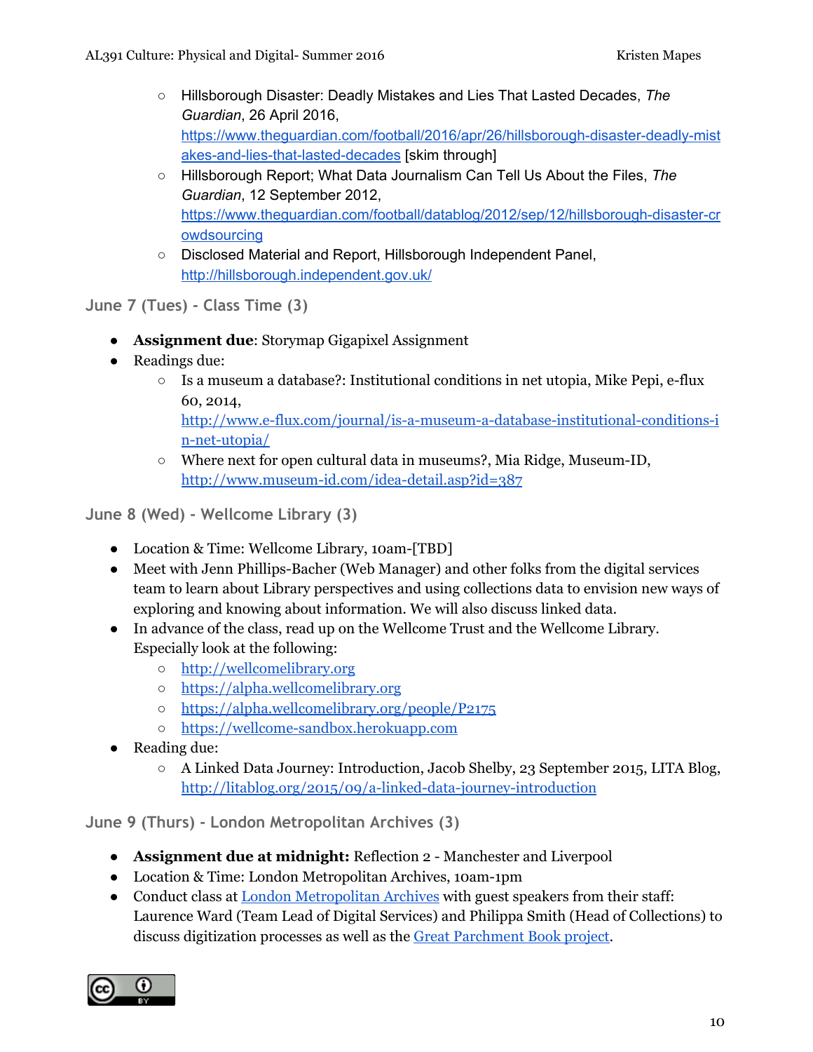- Hillsborough Disaster: Deadly Mistakes and Lies That Lasted Decades, *The Guardian*, 26 April 2016, https://www.theguardian.com/football/2016/apr/26/hillsborough-disaster-deadly-mistakes-and-lies-that-lasted-decades [skim through]
- Hillsborough Report; What Data Journalism Can Tell Us About the Files, *The Guardian*, 12 September 2012, https://www.theguardian.com/football/datablog/2012/sep/12/hillsborough-disaster-crowdsourcing
- Disclosed Material and Report, Hillsborough Independent Panel, http://hillsborough.independent.gov.uk/

### June 7 (Tues) - Class Time (3)

- **Assignment due**: Storymap Gigapixel Assignment
- Readings due:
  - Is a museum a database?: Institutional conditions in net utopia, Mike Pepi, e-flux 60, 2014, http://www.e-flux.com/journal/is-a-museum-a-database-institutional-conditions-in-net-utopia/
  - Where next for open cultural data in museums?, Mia Ridge, Museum-ID, http://www.museum-id.com/idea-detail.asp?id=387

### June 8 (Wed) - Wellcome Library (3)

- Location & Time: Wellcome Library, 10am-[TBD]
- Meet with Jenn Phillips-Bacher (Web Manager) and other folks from the digital services team to learn about Library perspectives and using collections data to envision new ways of exploring and knowing about information. We will also discuss linked data.
- In advance of the class, read up on the Wellcome Trust and the Wellcome Library. Especially look at the following:
  - http://wellcomelibrary.org
  - https://alpha.wellcomelibrary.org
  - https://alpha.wellcomelibrary.org/people/P2175
  - https://wellcome-sandbox.herokuapp.com
- Reading due:
  - A Linked Data Journey: Introduction, Jacob Shelby, 23 September 2015, LITA Blog, http://litablog.org/2015/09/a-linked-data-journey-introduction

### June 9 (Thurs) - London Metropolitan Archives (3)

- **Assignment due at midnight:** Reflection 2 - Manchester and Liverpool
- Location & Time: London Metropolitan Archives, 10am-1pm
- Conduct class at London Metropolitan Archives with guest speakers from their staff: Laurence Ward (Team Lead of Digital Services) and Philippa Smith (Head of Collections) to discuss digitization processes as well as the Great Parchment Book project.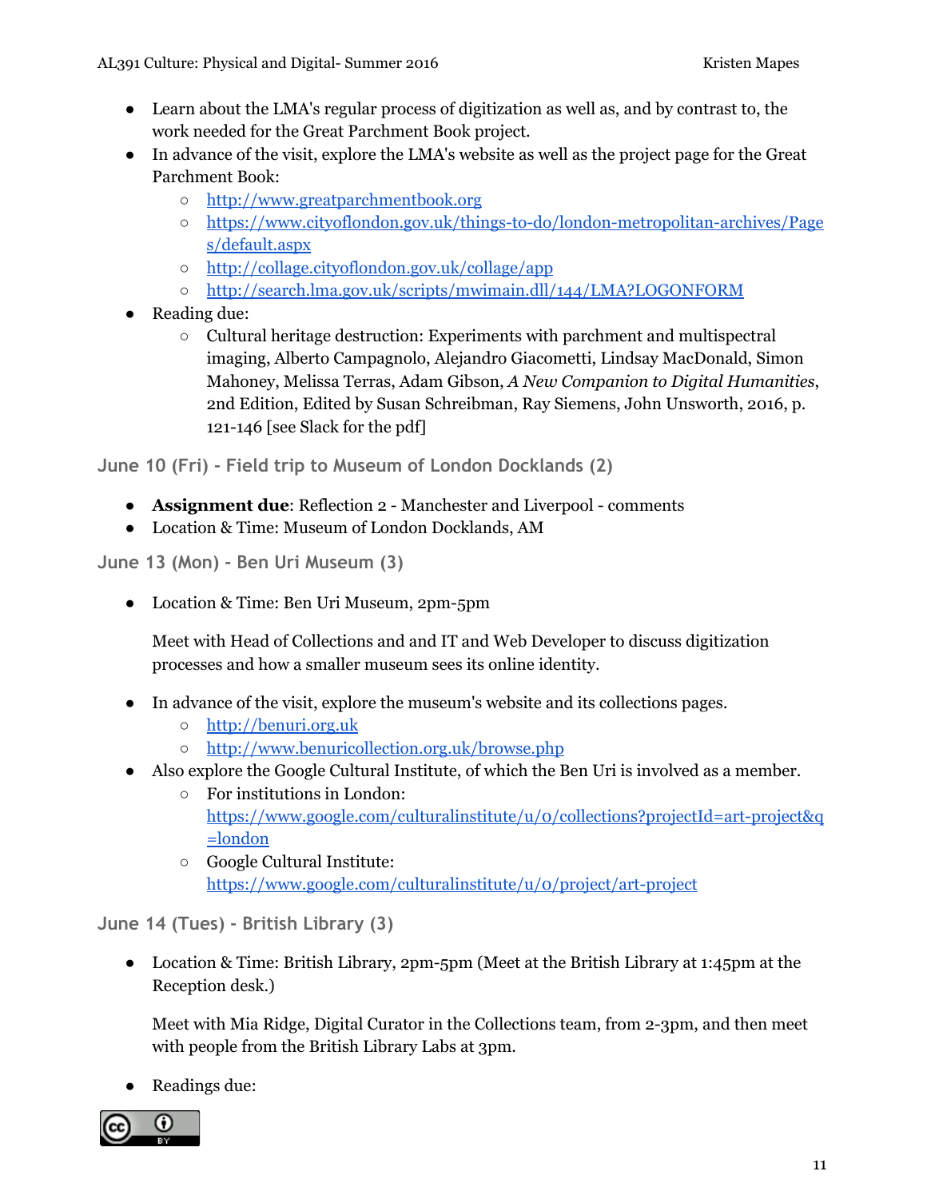- Learn about the LMA's regular process of digitization as well as, and by contrast to, the work needed for the Great Parchment Book project.
- In advance of the visit, explore the LMA's website as well as the project page for the Great Parchment Book:
    - http://www.greatparchmentbook.org
    - https://www.cityoflondon.gov.uk/things-to-do/london-metropolitan-archives/Pages/default.aspx
    - http://collage.cityoflondon.gov.uk/collage/app
    - http://search.lma.gov.uk/scripts/mwimain.dll/144/LMA?LOGONFORM
- Reading due:
    - Cultural heritage destruction: Experiments with parchment and multispectral imaging, Alberto Campagnolo, Alejandro Giacometti, Lindsay MacDonald, Simon Mahoney, Melissa Terras, Adam Gibson, *A New Companion to Digital Humanities*, 2nd Edition, Edited by Susan Schreibman, Ray Siemens, John Unsworth, 2016, p. 121-146 [see Slack for the pdf]

### June 10 (Fri) - Field trip to Museum of London Docklands (2)

- **Assignment due**: Reflection 2 - Manchester and Liverpool - comments
- Location & Time: Museum of London Docklands, AM

### June 13 (Mon) - Ben Uri Museum (3)

- Location & Time: Ben Uri Museum, 2pm-5pm

  Meet with Head of Collections and and IT and Web Developer to discuss digitization processes and how a smaller museum sees its online identity.

- In advance of the visit, explore the museum's website and its collections pages.
    - http://benuri.org.uk
    - http://www.benuricollection.org.uk/browse.php
- Also explore the Google Cultural Institute, of which the Ben Uri is involved as a member.
    - For institutions in London: https://www.google.com/culturalinstitute/u/0/collections?projectId=art-project&q=london
    - Google Cultural Institute: https://www.google.com/culturalinstitute/u/0/project/art-project

### June 14 (Tues) - British Library (3)

- Location & Time: British Library, 2pm-5pm (Meet at the British Library at 1:45pm at the Reception desk.)

  Meet with Mia Ridge, Digital Curator in the Collections team, from 2-3pm, and then meet with people from the British Library Labs at 3pm.

- Readings due: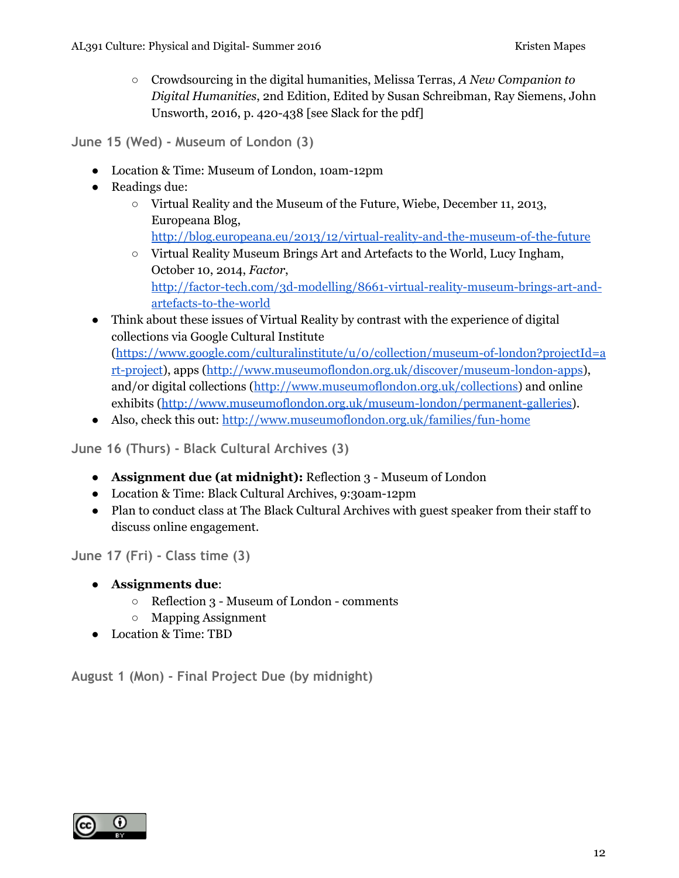- Crowdsourcing in the digital humanities, Melissa Terras, *A New Companion to Digital Humanities*, 2nd Edition, Edited by Susan Schreibman, Ray Siemens, John Unsworth, 2016, p. 420-438 [see Slack for the pdf]

### June 15 (Wed) - Museum of London (3)

- Location & Time: Museum of London, 10am-12pm
- Readings due:
    - Virtual Reality and the Museum of the Future, Wiebe, December 11, 2013, Europeana Blog, http://blog.europeana.eu/2013/12/virtual-reality-and-the-museum-of-the-future
    - Virtual Reality Museum Brings Art and Artefacts to the World, Lucy Ingham, October 10, 2014, *Factor*, http://factor-tech.com/3d-modelling/8661-virtual-reality-museum-brings-art-and-artefacts-to-the-world
- Think about these issues of Virtual Reality by contrast with the experience of digital collections via Google Cultural Institute (https://www.google.com/culturalinstitute/u/0/collection/museum-of-london?projectId=art-project), apps (http://www.museumoflondon.org.uk/discover/museum-london-apps), and/or digital collections (http://www.museumoflondon.org.uk/collections) and online exhibits (http://www.museumoflondon.org.uk/museum-london/permanent-galleries).
- Also, check this out: http://www.museumoflondon.org.uk/families/fun-home

### June 16 (Thurs) - Black Cultural Archives (3)

- **Assignment due (at midnight):** Reflection 3 - Museum of London
- Location & Time: Black Cultural Archives, 9:30am-12pm
- Plan to conduct class at The Black Cultural Archives with guest speaker from their staff to discuss online engagement.

### June 17 (Fri) - Class time (3)

- **Assignments due**:
    - Reflection 3 - Museum of London - comments
    - Mapping Assignment
- Location & Time: TBD

### August 1 (Mon) - Final Project Due (by midnight)